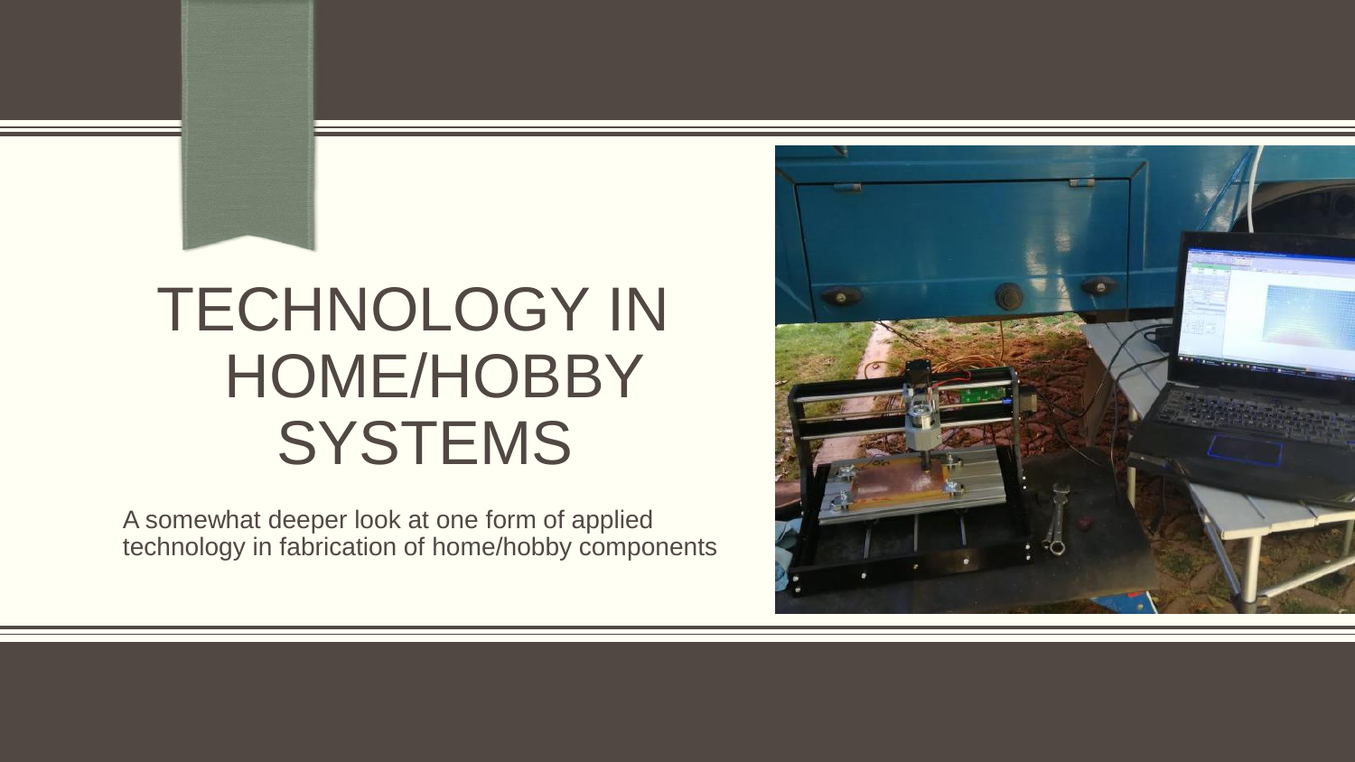# TECHNOLOGY IN HOME/HOBBY SYSTEMS

A somewhat deeper look at one form of applied technology in fabrication of home/hobby components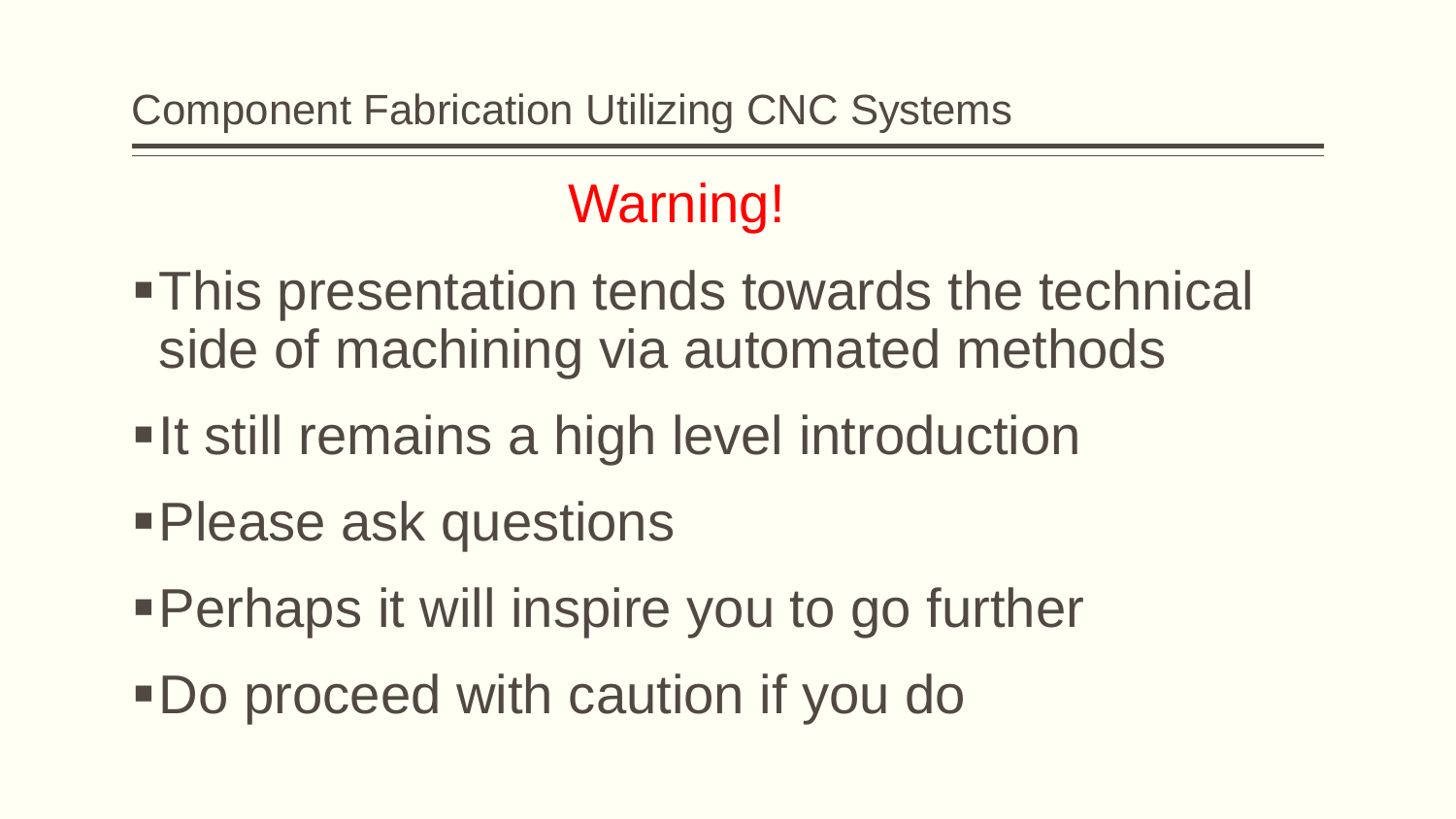Component Fabrication Utilizing CNC Systems

## Warning!

- This presentation tends towards the technical side of machining via automated methods
- It still remains a high level introduction
- Please ask questions
- Perhaps it will inspire you to go further
- Do proceed with caution if you do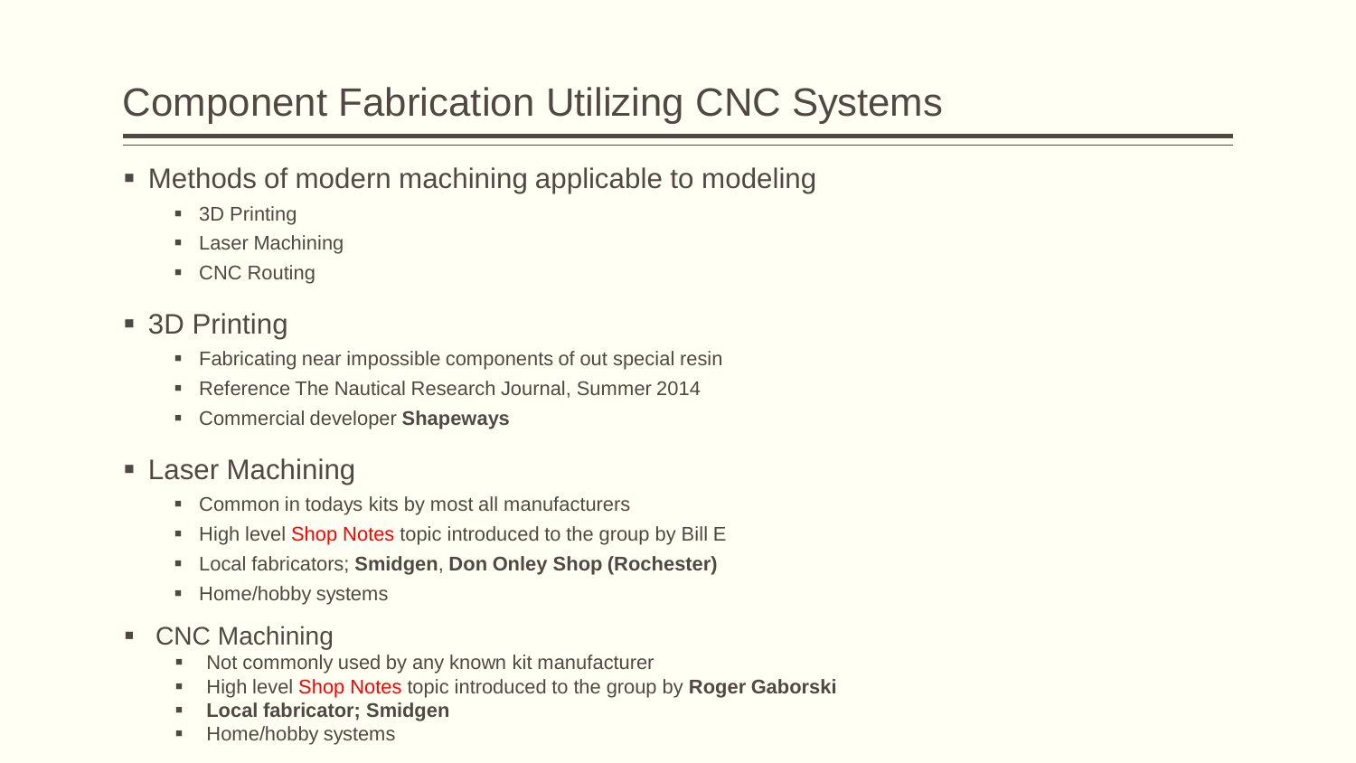# Component Fabrication Utilizing CNC Systems

- Methods of modern machining applicable to modeling
  - 3D Printing
  - Laser Machining
  - CNC Routing
- 3D Printing
  - Fabricating near impossible components of out special resin
  - Reference The Nautical Research Journal, Summer 2014
  - Commercial developer **Shapeways**
- Laser Machining
  - Common in todays kits by most all manufacturers
  - High level Shop Notes topic introduced to the group by Bill E
  - Local fabricators; **Smidgen**, **Don Onley Shop (Rochester)**
  - Home/hobby systems
- CNC Machining
  - Not commonly used by any known kit manufacturer
  - High level Shop Notes topic introduced to the group by **Roger Gaborski**
  - **Local fabricator; Smidgen**
  - Home/hobby systems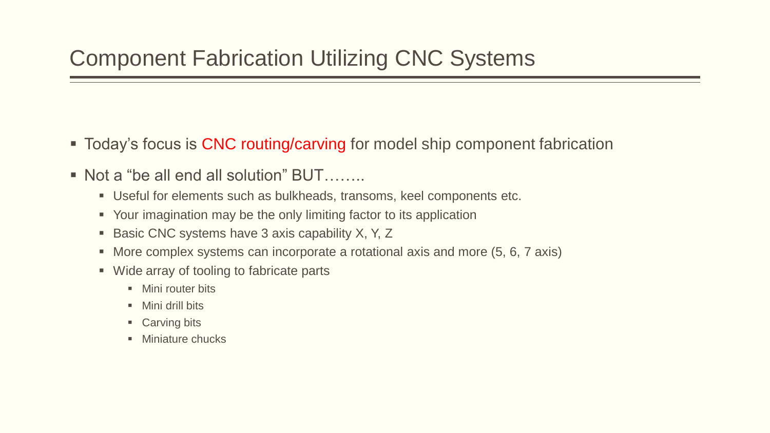# Component Fabrication Utilizing CNC Systems

- Today's focus is CNC routing/carving for model ship component fabrication
- Not a "be all end all solution" BUT……..
  - Useful for elements such as bulkheads, transoms, keel components etc.
  - Your imagination may be the only limiting factor to its application
  - Basic CNC systems have 3 axis capability X, Y, Z
  - More complex systems can incorporate a rotational axis and more (5, 6, 7 axis)
  - Wide array of tooling to fabricate parts
    - Mini router bits
    - Mini drill bits
    - Carving bits
    - Miniature chucks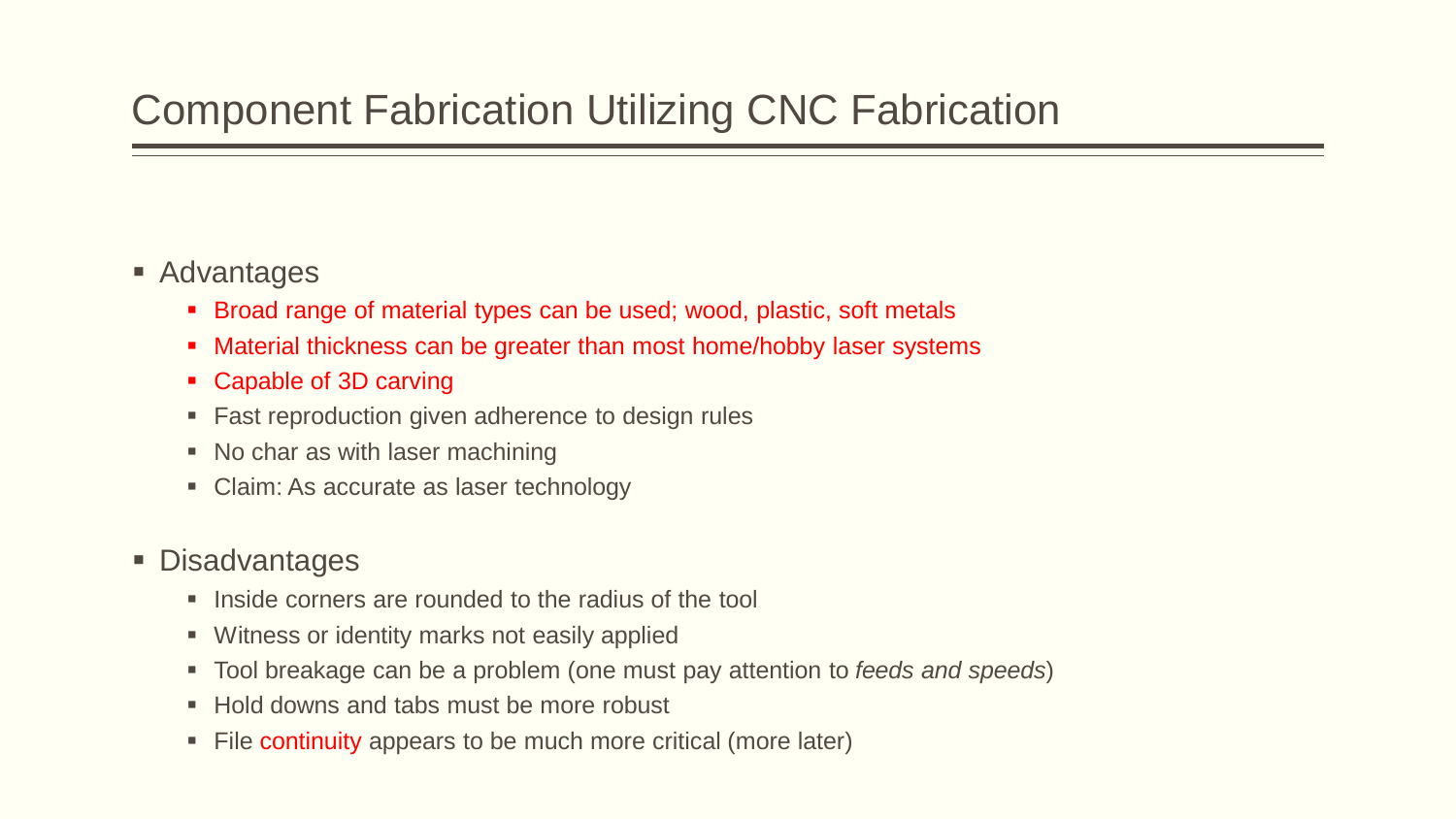# Component Fabrication Utilizing CNC Fabrication

- Advantages
  - Broad range of material types can be used; wood, plastic, soft metals
  - Material thickness can be greater than most home/hobby laser systems
  - Capable of 3D carving
  - Fast reproduction given adherence to design rules
  - No char as with laser machining
  - Claim: As accurate as laser technology
- Disadvantages
  - Inside corners are rounded to the radius of the tool
  - Witness or identity marks not easily applied
  - Tool breakage can be a problem (one must pay attention to *feeds and speeds*)
  - Hold downs and tabs must be more robust
  - File continuity appears to be much more critical (more later)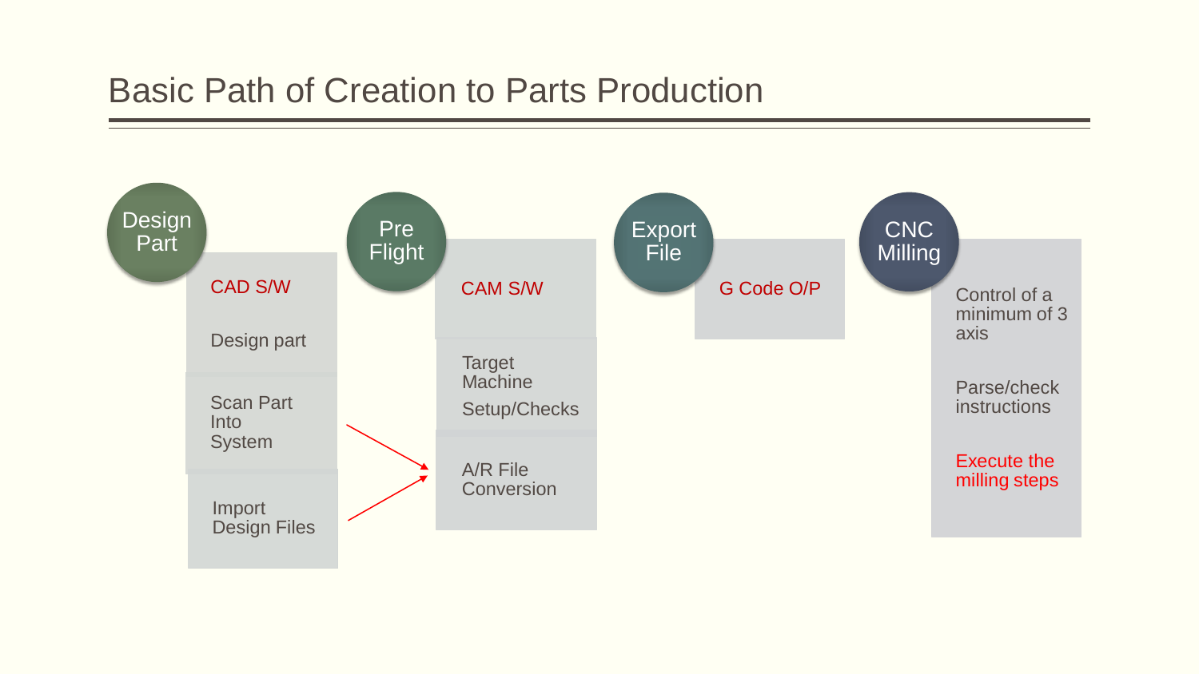# Basic Path of Creation to Parts Production

## Design Part

- CAD S/W
- Design part
- Scan Part Into System
- Import Design Files

## Pre Flight

- CAM S/W
- Target Machine Setup/Checks
- A/R File Conversion

## Export File

- G Code O/P

## CNC Milling

- Control of a minimum of 3 axis
- Parse/check instructions
- Execute the milling steps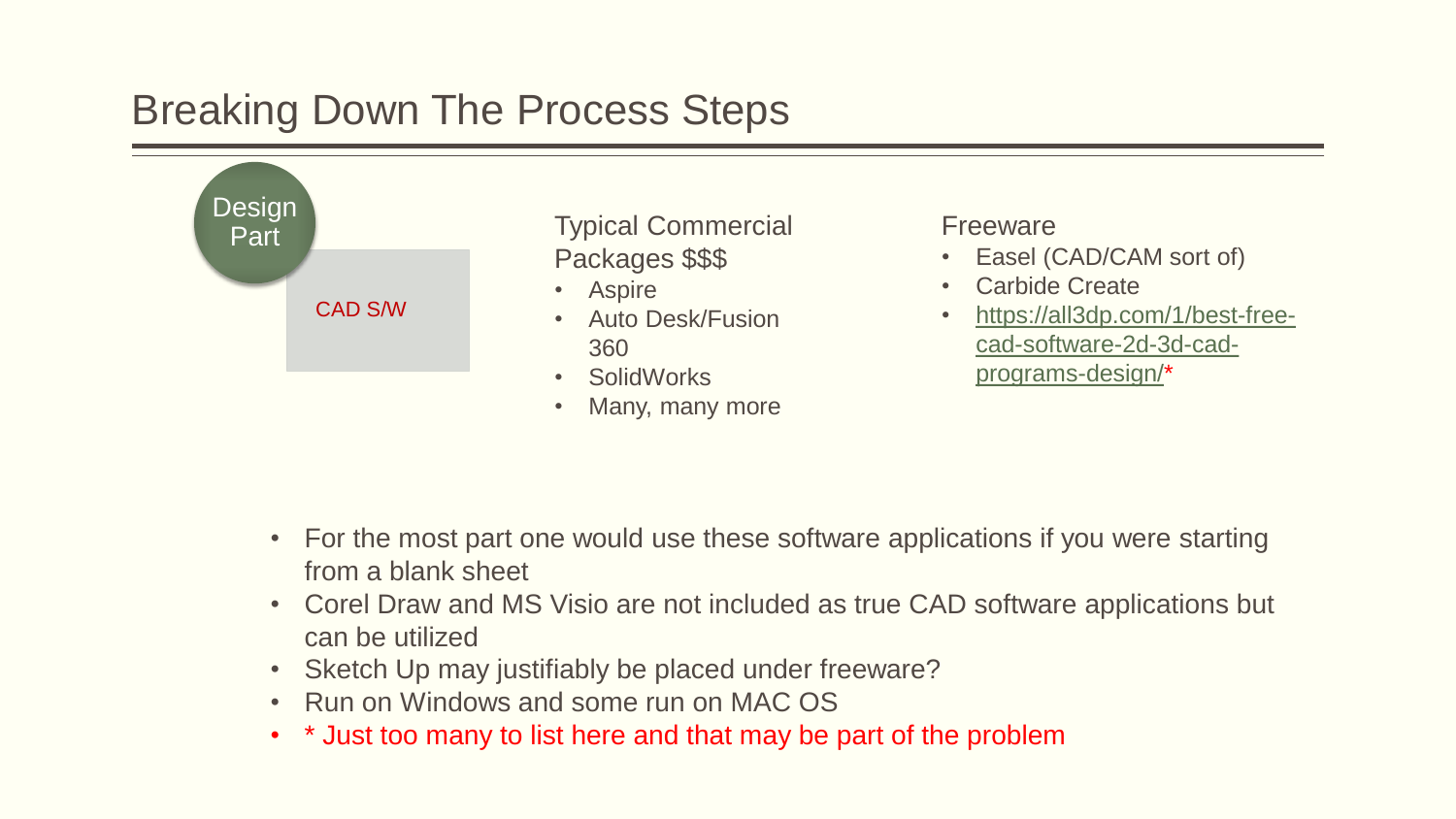# Breaking Down The Process Steps

Design Part

CAD S/W

Typical Commercial Packages $$$

- Aspire
- Auto Desk/Fusion 360
- SolidWorks
- Many, many more

Freeware

- Easel (CAD/CAM sort of)
- Carbide Create
- https://all3dp.com/1/best-free-cad-software-2d-3d-cad-programs-design/*

- For the most part one would use these software applications if you were starting from a blank sheet
- Corel Draw and MS Visio are not included as true CAD software applications but can be utilized
- Sketch Up may justifiably be placed under freeware?
- Run on Windows and some run on MAC OS
- * Just too many to list here and that may be part of the problem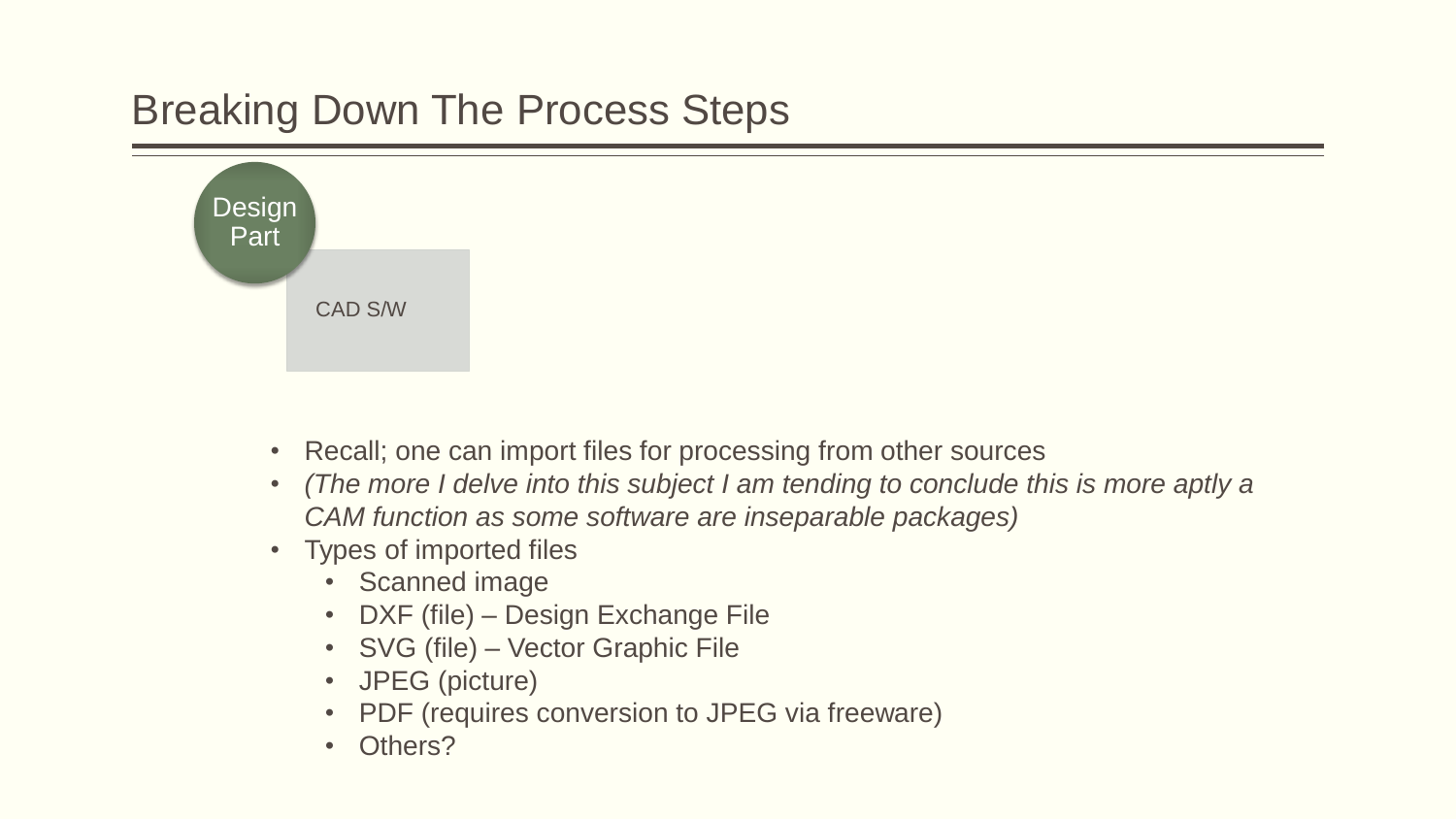# Breaking Down The Process Steps

Design Part

CAD S/W

- Recall; one can import files for processing from other sources
- *(The more I delve into this subject I am tending to conclude this is more aptly a CAM function as some software are inseparable packages)*
- Types of imported files
  - Scanned image
  - DXF (file) – Design Exchange File
  - SVG (file) – Vector Graphic File
  - JPEG (picture)
  - PDF (requires conversion to JPEG via freeware)
  - Others?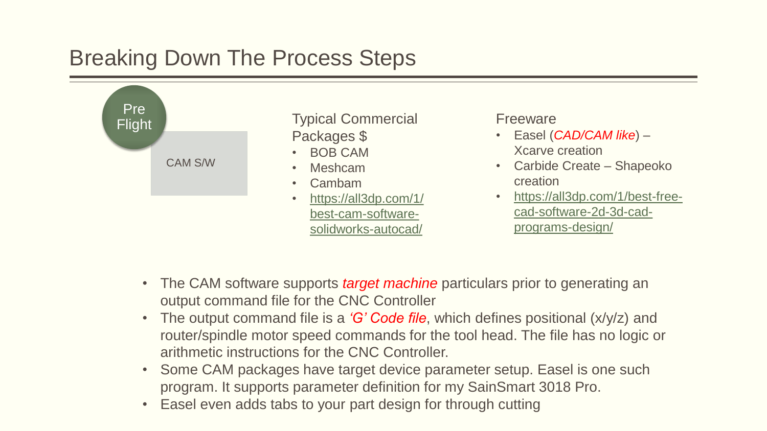# Breaking Down The Process Steps

**Pre Flight**

CAM S/W

Typical Commercial Packages $

- BOB CAM
- Meshcam
- Cambam
- https://all3dp.com/1/best-cam-software-solidworks-autocad/

Freeware

- Easel (*CAD/CAM like*) – Xcarve creation
- Carbide Create – Shapeoko creation
- https://all3dp.com/1/best-free-cad-software-2d-3d-cad-programs-design/

- The CAM software supports *target machine* particulars prior to generating an output command file for the CNC Controller
- The output command file is a *'G' Code file*, which defines positional (x/y/z) and router/spindle motor speed commands for the tool head. The file has no logic or arithmetic instructions for the CNC Controller.
- Some CAM packages have target device parameter setup. Easel is one such program. It supports parameter definition for my SainSmart 3018 Pro.
- Easel even adds tabs to your part design for through cutting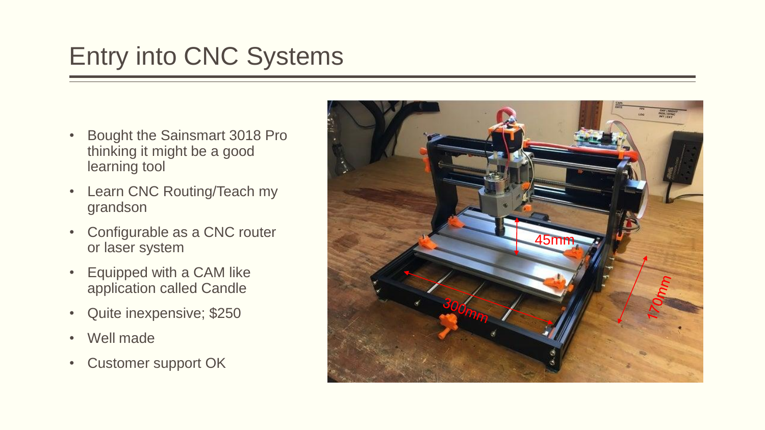# Entry into CNC Systems

- Bought the Sainsmart 3018 Pro thinking it might be a good learning tool
- Learn CNC Routing/Teach my grandson
- Configurable as a CNC router or laser system
- Equipped with a CAM like application called Candle
- Quite inexpensive; $250
- Well made
- Customer support OK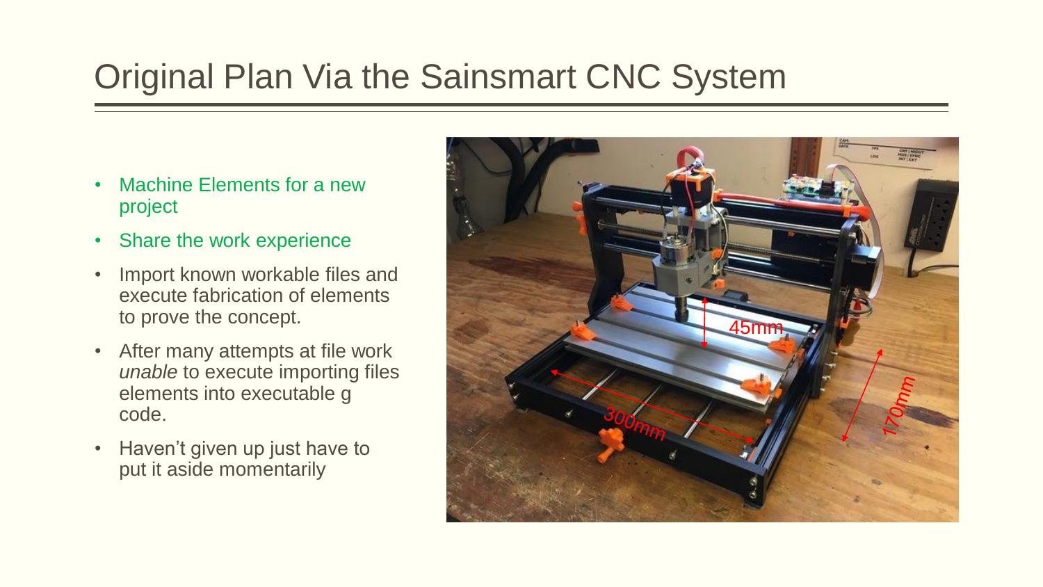# Original Plan Via the Sainsmart CNC System

- Machine Elements for a new project
- Share the work experience
- Import known workable files and execute fabrication of elements to prove the concept.
- After many attempts at file work *unable* to execute importing files elements into executable g code.
- Haven't given up just have to put it aside momentarily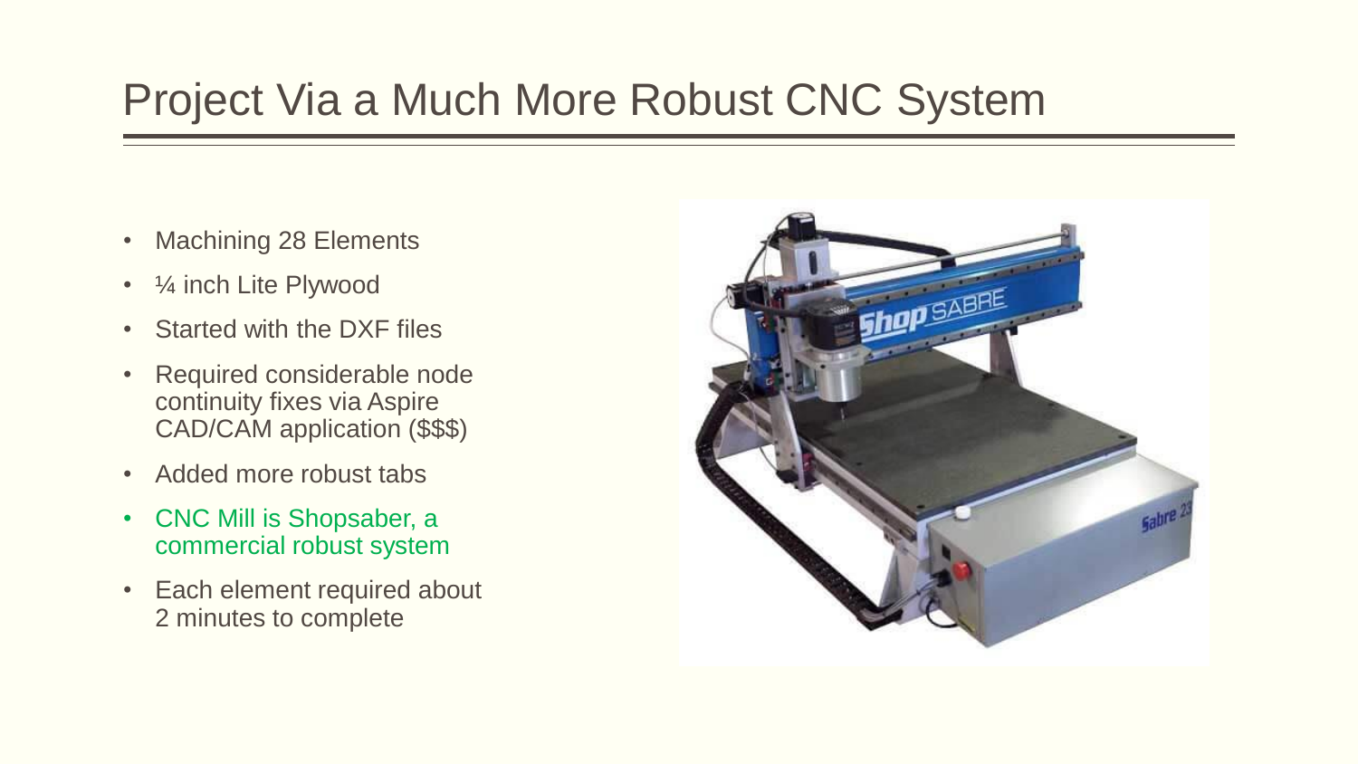# Project Via a Much More Robust CNC System

- Machining 28 Elements
- ¼ inch Lite Plywood
- Started with the DXF files
- Required considerable node continuity fixes via Aspire CAD/CAM application ($$$)
- Added more robust tabs
- CNC Mill is Shopsaber, a commercial robust system
- Each element required about 2 minutes to complete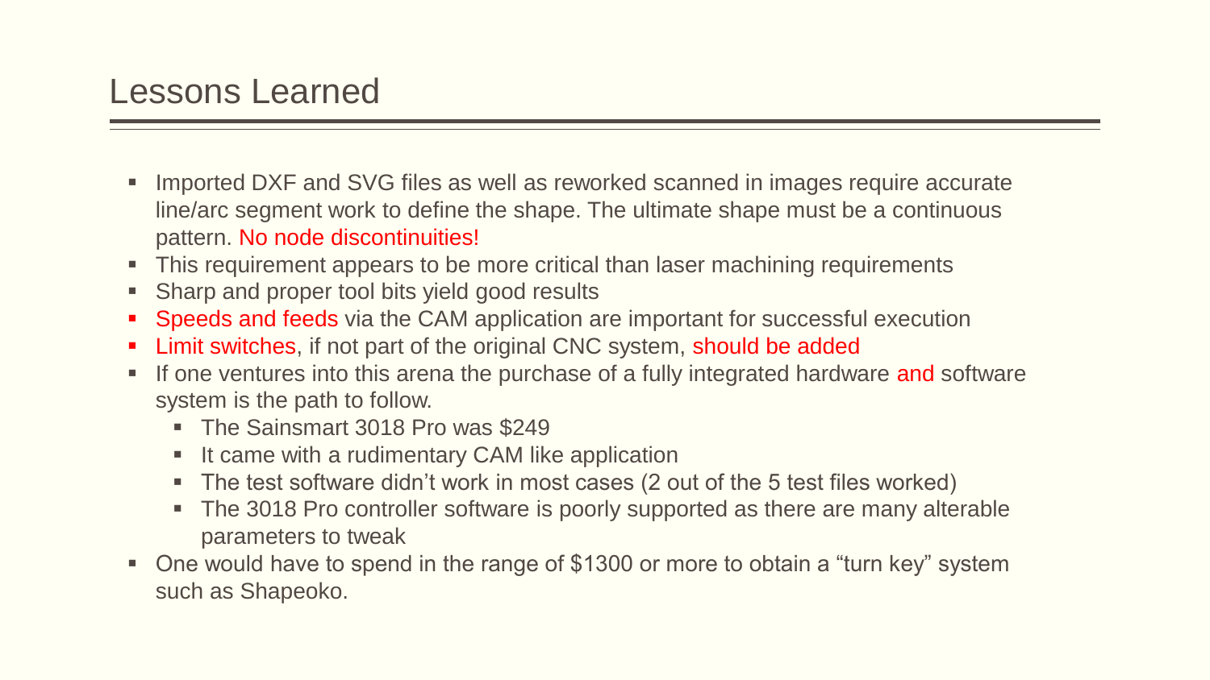# Lessons Learned

- Imported DXF and SVG files as well as reworked scanned in images require accurate line/arc segment work to define the shape. The ultimate shape must be a continuous pattern. No node discontinuities!
- This requirement appears to be more critical than laser machining requirements
- Sharp and proper tool bits yield good results
- Speeds and feeds via the CAM application are important for successful execution
- Limit switches, if not part of the original CNC system, should be added
- If one ventures into this arena the purchase of a fully integrated hardware and software system is the path to follow.
  - The Sainsmart 3018 Pro was $249
  - It came with a rudimentary CAM like application
  - The test software didn't work in most cases (2 out of the 5 test files worked)
  - The 3018 Pro controller software is poorly supported as there are many alterable parameters to tweak
- One would have to spend in the range of $1300 or more to obtain a "turn key" system such as Shapeoko.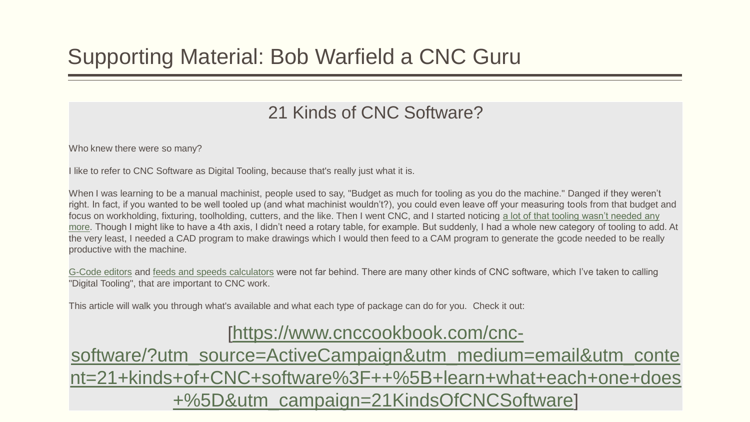# Supporting Material: Bob Warfield a CNC Guru

## 21 Kinds of CNC Software?

Who knew there were so many?

I like to refer to CNC Software as Digital Tooling, because that's really just what it is.

When I was learning to be a manual machinist, people used to say, "Budget as much for tooling as you do the machine." Danged if they weren't right. In fact, if you wanted to be well tooled up (and what machinist wouldn't?), you could even leave off your measuring tools from that budget and focus on workholding, fixturing, toolholding, cutters, and the like. Then I went CNC, and I started noticing a lot of that tooling wasn't needed any more. Though I might like to have a 4th axis, I didn't need a rotary table, for example. But suddenly, I had a whole new category of tooling to add. At the very least, I needed a CAD program to make drawings which I would then feed to a CAM program to generate the gcode needed to be really productive with the machine.

G-Code editors and feeds and speeds calculators were not far behind. There are many other kinds of CNC software, which I've taken to calling "Digital Tooling", that are important to CNC work.

This article will walk you through what's available and what each type of package can do for you. Check it out:

[https://www.cnccookbook.com/cnc-software/?utm_source=ActiveCampaign&utm_medium=email&utm_content=21+kinds+of+CNC+software%3F++%5B+learn+what+each+one+does+%5D&utm_campaign=21KindsOfCNCSoftware]